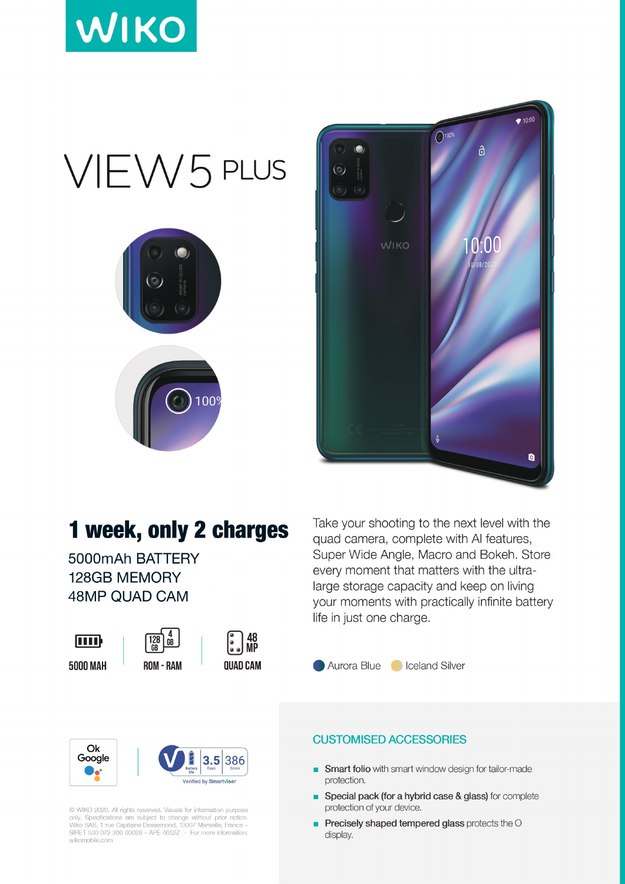# WIKO

# VIEW5 PLUS

## 1 week, only 2 charges

5000mAh BATTERY
128GB MEMORY
48MP QUAD CAM

5000 MAH | ROM - RAM (128 GB / 4 GB) | QUAD CAM (48 MP)

Take your shooting to the next level with the quad camera, complete with AI features, Super Wide Angle, Macro and Bokeh. Store every moment that matters with the ultra-large storage capacity and keep on living your moments with practically infinite battery life in just one charge.

Aurora Blue · Iceland Silver

Ok Google

Battery life 3.5 Days · 386 Score — Verified by Smartviser

© WIKO 2020. All rights reserved. Visuals for information purpose only. Specifications are subject to change without prior notice. Wiko SAS, 1 rue Capitaine Dessemond, 13007 Marseille, France – SIRET 530 072 206 00028 – APE 4652Z - For more information: wikomobile.com

## CUSTOMISED ACCESSORIES

- **Smart folio** with smart window design for tailor-made protection.
- **Special pack (for a hybrid case & glass)** for complete protection of your device.
- **Precisely shaped tempered glass** protects the O display.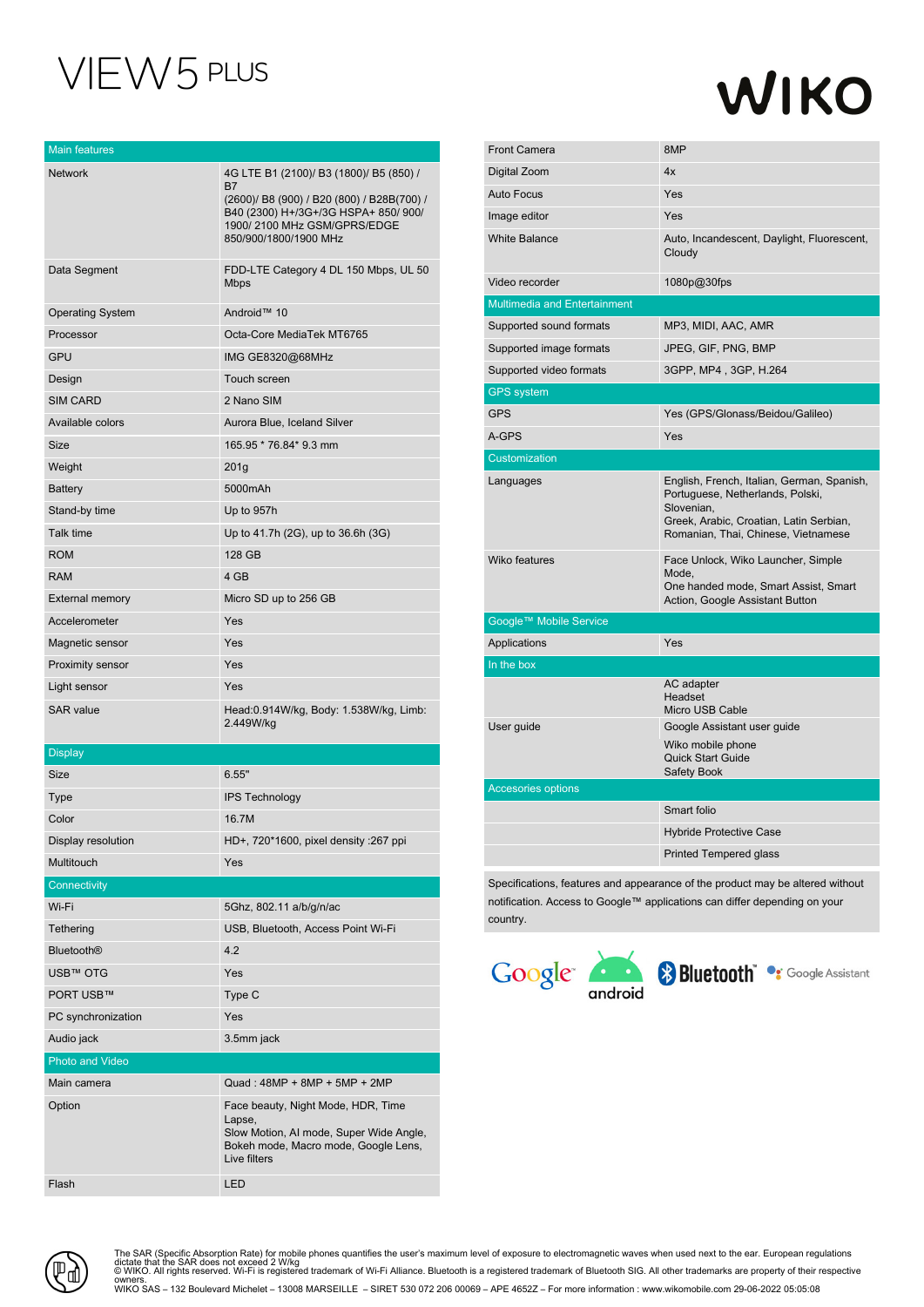# VIEW5 PLUS

WIKO

| Main features | |
|---|---|
| Network | 4G LTE B1 (2100)/ B3 (1800)/ B5 (850) / B7 (2600)/ B8 (900) / B20 (800) / B28B(700) / B40 (2300) H+/3G+/3G HSPA+ 850/ 900/ 1900/ 2100 MHz GSM/GPRS/EDGE 850/900/1800/1900 MHz |
| Data Segment | FDD-LTE Category 4 DL 150 Mbps, UL 50 Mbps |
| Operating System | Android™ 10 |
| Processor | Octa-Core MediaTek MT6765 |
| GPU | IMG GE8320@68MHz |
| Design | Touch screen |
| SIM CARD | 2 Nano SIM |
| Available colors | Aurora Blue, Iceland Silver |
| Size | 165.95 * 76.84* 9.3 mm |
| Weight | 201g |
| Battery | 5000mAh |
| Stand-by time | Up to 957h |
| Talk time | Up to 41.7h (2G), up to 36.6h (3G) |
| ROM | 128 GB |
| RAM | 4 GB |
| External memory | Micro SD up to 256 GB |
| Accelerometer | Yes |
| Magnetic sensor | Yes |
| Proximity sensor | Yes |
| Light sensor | Yes |
| SAR value | Head:0.914W/kg, Body: 1.538W/kg, Limb: 2.449W/kg |
| **Display** | |
| Size | 6.55" |
| Type | IPS Technology |
| Color | 16.7M |
| Display resolution | HD+, 720*1600, pixel density :267 ppi |
| Multitouch | Yes |
| **Connectivity** | |
| Wi-Fi | 5Ghz, 802.11 a/b/g/n/ac |
| Tethering | USB, Bluetooth, Access Point Wi-Fi |
| Bluetooth® | 4.2 |
| USB™ OTG | Yes |
| PORT USB™ | Type C |
| PC synchronization | Yes |
| Audio jack | 3.5mm jack |
| **Photo and Video** | |
| Main camera | Quad : 48MP + 8MP + 5MP + 2MP |
| Option | Face beauty, Night Mode, HDR, Time Lapse, Slow Motion, AI mode, Super Wide Angle, Bokeh mode, Macro mode, Google Lens, Live filters |
| Flash | LED |
| Front Camera | 8MP |
| Digital Zoom | 4x |
| Auto Focus | Yes |
| Image editor | Yes |
| White Balance | Auto, Incandescent, Daylight, Fluorescent, Cloudy |
| Video recorder | 1080p@30fps |
| **Multimedia and Entertainment** | |
| Supported sound formats | MP3, MIDI, AAC, AMR |
| Supported image formats | JPEG, GIF, PNG, BMP |
| Supported video formats | 3GPP, MP4 , 3GP, H.264 |
| **GPS system** | |
| GPS | Yes (GPS/Glonass/Beidou/Galileo) |
| A-GPS | Yes |
| **Customization** | |
| Languages | English, French, Italian, German, Spanish, Portuguese, Netherlands, Polski, Slovenian, Greek, Arabic, Croatian, Latin Serbian, Romanian, Thai, Chinese, Vietnamese |
| Wiko features | Face Unlock, Wiko Launcher, Simple Mode, One handed mode, Smart Assist, Smart Action, Google Assistant Button |
| **Google™ Mobile Service** | |
| Applications | Yes |
| **In the box** | |
| | AC adapter Headset Micro USB Cable |
| User guide | Google Assistant user guide |
| | Wiko mobile phone Quick Start Guide Safety Book |
| **Accesories options** | |
| | Smart folio |
| | Hybride Protective Case |
| | Printed Tempered glass |

Specifications, features and appearance of the product may be altered without notification. Access to Google™ applications can differ depending on your country.

Google android Bluetooth® Google Assistant

The SAR (Specific Absorption Rate) for mobile phones quantifies the user's maximum level of exposure to electromagnetic waves when used next to the ear. European regulations dictate that the SAR does not exceed 2 W/kg
© WIKO. All rights reserved. Wi-Fi is registered trademark of Wi-Fi Alliance. Bluetooth is a registered trademark of Bluetooth SIG. All other trademarks are property of their respective owners.
WIKO SAS – 132 Boulevard Michelet – 13008 MARSEILLE – SIRET 530 072 206 00069 – APE 4652Z – For more information : www.wikomobile.com 29-06-2022 05:05:08